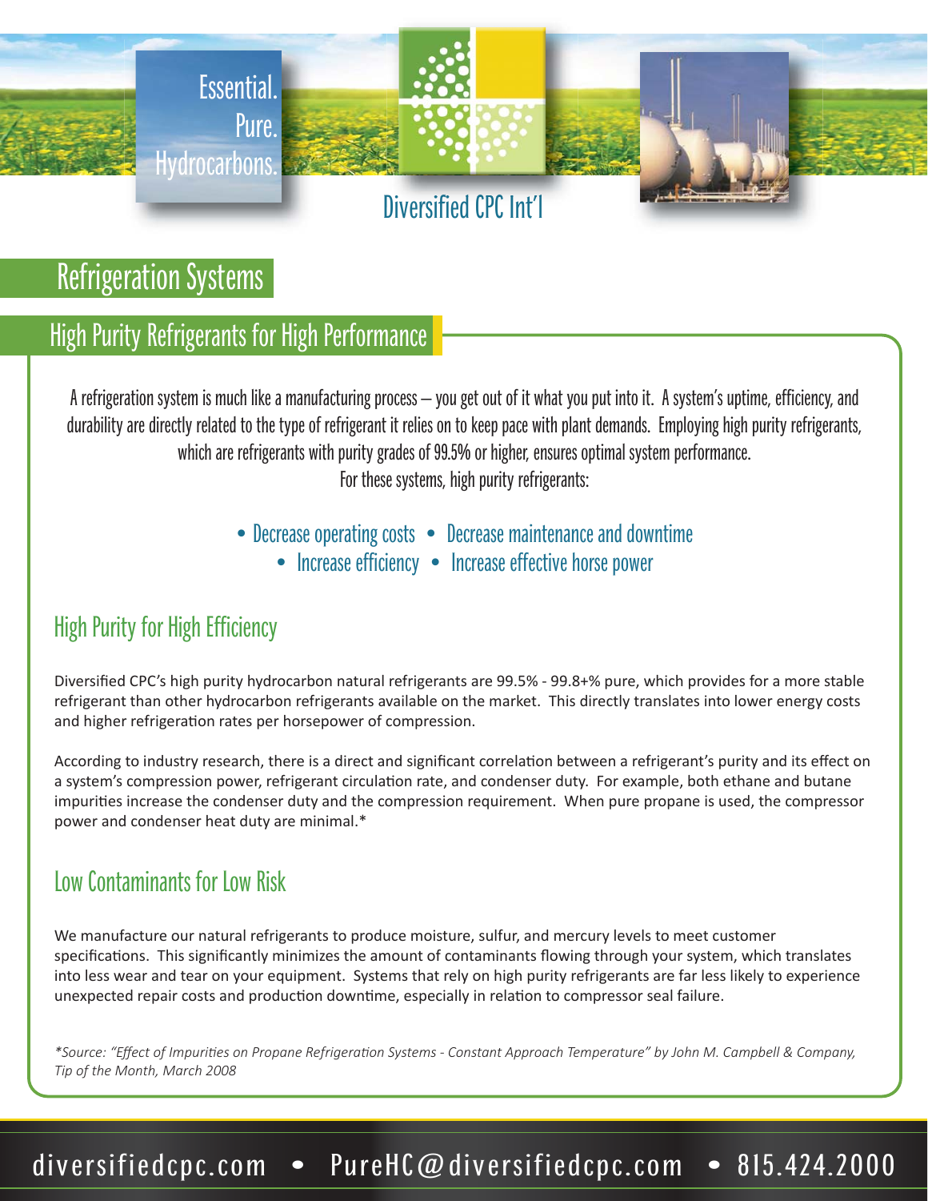Essential.
Pure.
Hydrocarbons.

Diversified CPC Int'l

# Refrigeration Systems

## High Purity Refrigerants for High Performance

A refrigeration system is much like a manufacturing process – you get out of it what you put into it. A system's uptime, efficiency, and durability are directly related to the type of refrigerant it relies on to keep pace with plant demands. Employing high purity refrigerants, which are refrigerants with purity grades of 99.5% or higher, ensures optimal system performance.
For these systems, high purity refrigerants:

- Decrease operating costs
- Decrease maintenance and downtime
- Increase efficiency
- Increase effective horse power

### High Purity for High Efficiency

Diversified CPC's high purity hydrocarbon natural refrigerants are 99.5% - 99.8+% pure, which provides for a more stable refrigerant than other hydrocarbon refrigerants available on the market. This directly translates into lower energy costs and higher refrigeration rates per horsepower of compression.

According to industry research, there is a direct and significant correlation between a refrigerant's purity and its effect on a system's compression power, refrigerant circulation rate, and condenser duty. For example, both ethane and butane impurities increase the condenser duty and the compression requirement. When pure propane is used, the compressor power and condenser heat duty are minimal.*

### Low Contaminants for Low Risk

We manufacture our natural refrigerants to produce moisture, sulfur, and mercury levels to meet customer specifications. This significantly minimizes the amount of contaminants flowing through your system, which translates into less wear and tear on your equipment. Systems that rely on high purity refrigerants are far less likely to experience unexpected repair costs and production downtime, especially in relation to compressor seal failure.

*\*Source: "Effect of Impurities on Propane Refrigeration Systems - Constant Approach Temperature" by John M. Campbell & Company, Tip of the Month, March 2008*

diversifiedcpc.com • PureHC@diversifiedcpc.com • 815.424.2000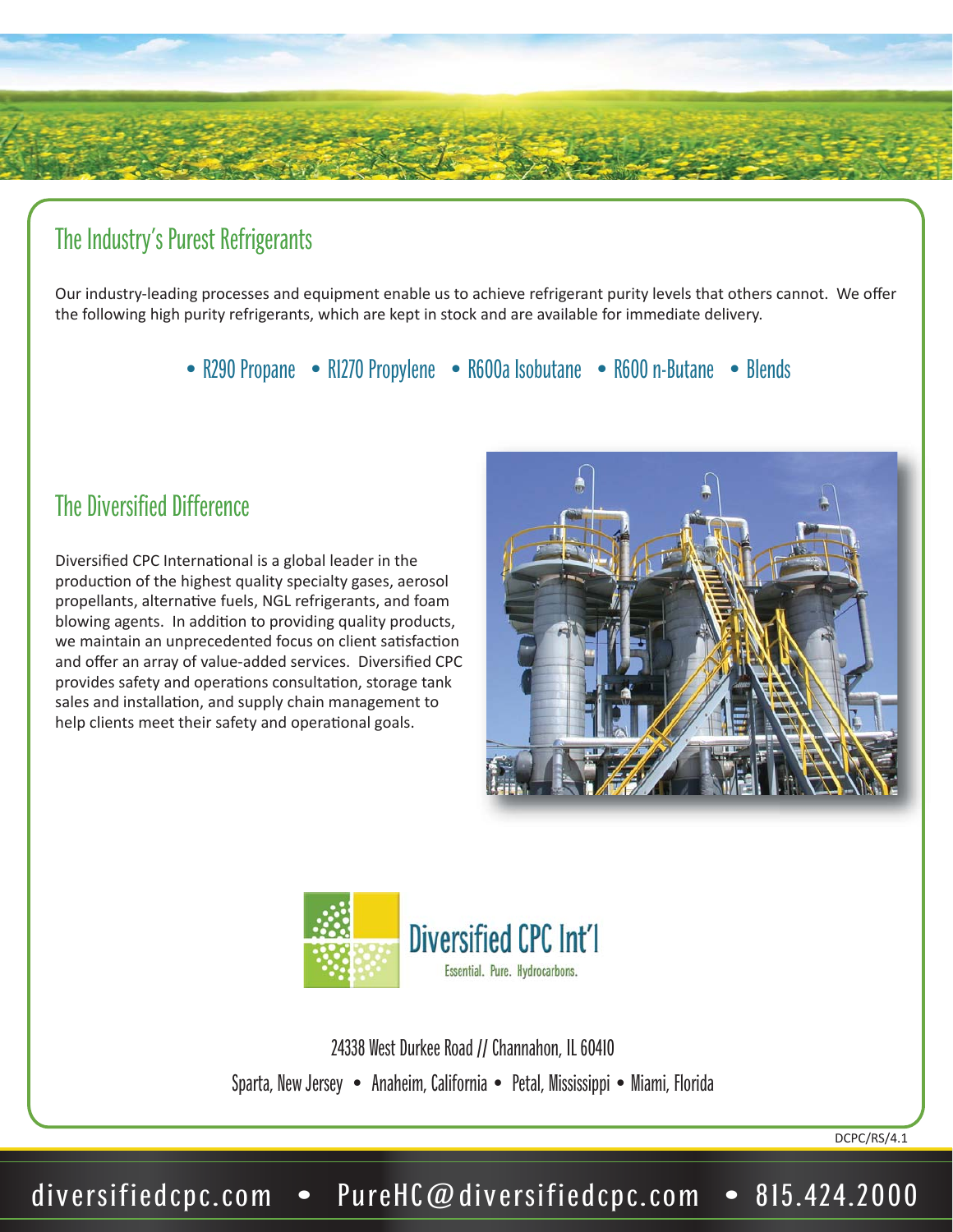## The Industry's Purest Refrigerants

Our industry-leading processes and equipment enable us to achieve refrigerant purity levels that others cannot. We offer the following high purity refrigerants, which are kept in stock and are available for immediate delivery.

- R290 Propane
- R1270 Propylene
- R600a Isobutane
- R600 n-Butane
- Blends

## The Diversified Difference

Diversified CPC International is a global leader in the production of the highest quality specialty gases, aerosol propellants, alternative fuels, NGL refrigerants, and foam blowing agents. In addition to providing quality products, we maintain an unprecedented focus on client satisfaction and offer an array of value-added services. Diversified CPC provides safety and operations consultation, storage tank sales and installation, and supply chain management to help clients meet their safety and operational goals.

Diversified CPC Int'l

Essential. Pure. Hydrocarbons.

24338 West Durkee Road // Channahon, IL 60410

Sparta, New Jersey • Anaheim, California • Petal, Mississippi • Miami, Florida

DCPC/RS/4.1

diversifiedcpc.com • PureHC@diversifiedcpc.com • 815.424.2000